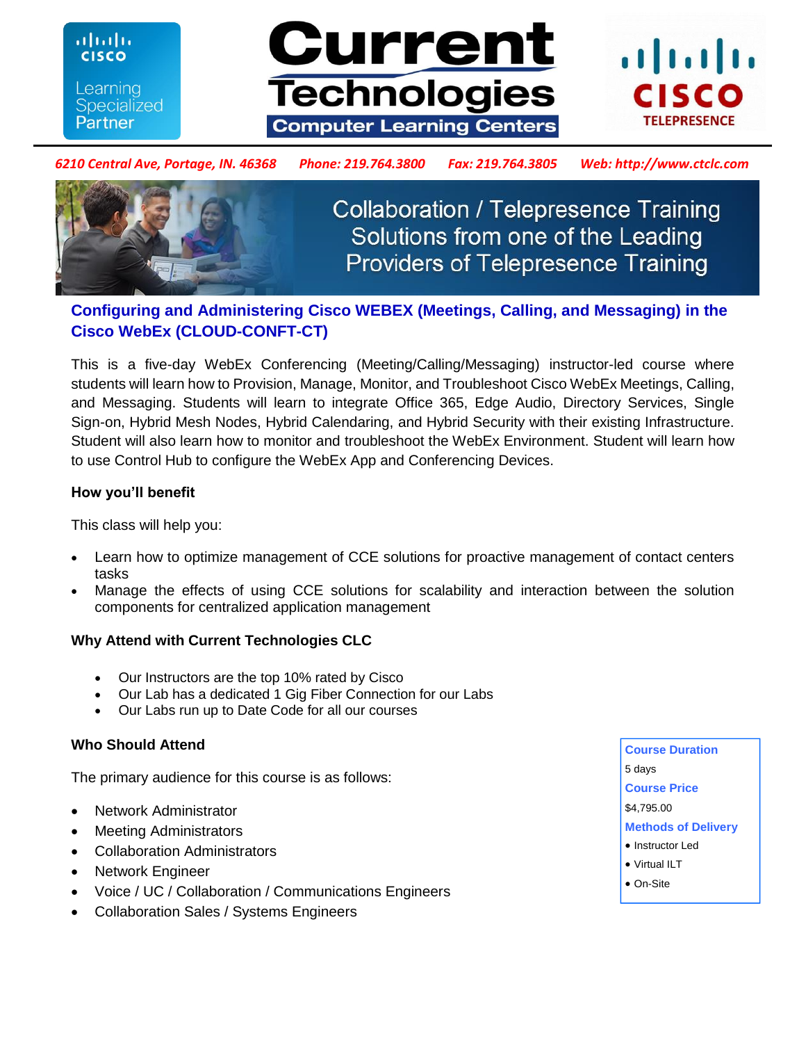Current Technologies Computer Learning Centers

Cisco Learning Specialized Partner — Cisco Telepresence

*6210 Central Ave, Portage, IN. 46368 Phone: 219.764.3800 Fax: 219.764.3805 Web: http://www.ctclc.com*

Collaboration / Telepresence Training Solutions from one of the Leading Providers of Telepresence Training

# Configuring and Administering Cisco WEBEX (Meetings, Calling, and Messaging) in the Cisco WebEx (CLOUD-CONFT-CT)

This is a five-day WebEx Conferencing (Meeting/Calling/Messaging) instructor-led course where students will learn how to Provision, Manage, Monitor, and Troubleshoot Cisco WebEx Meetings, Calling, and Messaging. Students will learn to integrate Office 365, Edge Audio, Directory Services, Single Sign-on, Hybrid Mesh Nodes, Hybrid Calendaring, and Hybrid Security with their existing Infrastructure. Student will also learn how to monitor and troubleshoot the WebEx Environment. Student will learn how to use Control Hub to configure the WebEx App and Conferencing Devices.

### How you'll benefit

This class will help you:

- Learn how to optimize management of CCE solutions for proactive management of contact centers tasks
- Manage the effects of using CCE solutions for scalability and interaction between the solution components for centralized application management

### Why Attend with Current Technologies CLC

- Our Instructors are the top 10% rated by Cisco
- Our Lab has a dedicated 1 Gig Fiber Connection for our Labs
- Our Labs run up to Date Code for all our courses

### Who Should Attend

The primary audience for this course is as follows:

- Network Administrator
- Meeting Administrators
- Collaboration Administrators
- Network Engineer
- Voice / UC / Collaboration / Communications Engineers
- Collaboration Sales / Systems Engineers

**Course Duration**

5 days

**Course Price**

$4,795.00

**Methods of Delivery**

- Instructor Led
- Virtual ILT
- On-Site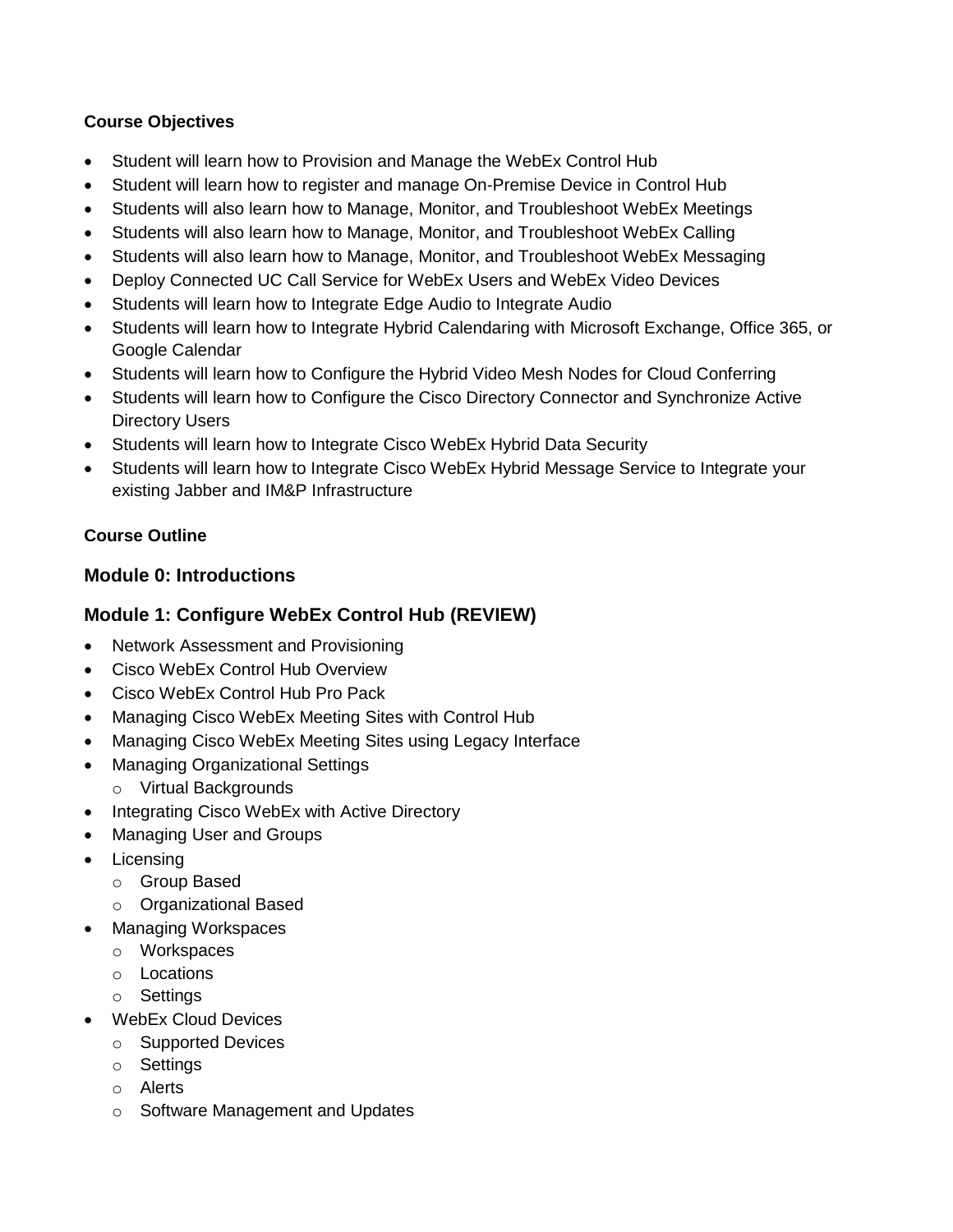**Course Objectives**

- Student will learn how to Provision and Manage the WebEx Control Hub
- Student will learn how to register and manage On-Premise Device in Control Hub
- Students will also learn how to Manage, Monitor, and Troubleshoot WebEx Meetings
- Students will also learn how to Manage, Monitor, and Troubleshoot WebEx Calling
- Students will also learn how to Manage, Monitor, and Troubleshoot WebEx Messaging
- Deploy Connected UC Call Service for WebEx Users and WebEx Video Devices
- Students will learn how to Integrate Edge Audio to Integrate Audio
- Students will learn how to Integrate Hybrid Calendaring with Microsoft Exchange, Office 365, or Google Calendar
- Students will learn how to Configure the Hybrid Video Mesh Nodes for Cloud Conferring
- Students will learn how to Configure the Cisco Directory Connector and Synchronize Active Directory Users
- Students will learn how to Integrate Cisco WebEx Hybrid Data Security
- Students will learn how to Integrate Cisco WebEx Hybrid Message Service to Integrate your existing Jabber and IM&P Infrastructure

**Course Outline**

## Module 0: Introductions

## Module 1: Configure WebEx Control Hub (REVIEW)

- Network Assessment and Provisioning
- Cisco WebEx Control Hub Overview
- Cisco WebEx Control Hub Pro Pack
- Managing Cisco WebEx Meeting Sites with Control Hub
- Managing Cisco WebEx Meeting Sites using Legacy Interface
- Managing Organizational Settings
  - Virtual Backgrounds
- Integrating Cisco WebEx with Active Directory
- Managing User and Groups
- Licensing
  - Group Based
  - Organizational Based
- Managing Workspaces
  - Workspaces
  - Locations
  - Settings
- WebEx Cloud Devices
  - Supported Devices
  - Settings
  - Alerts
  - Software Management and Updates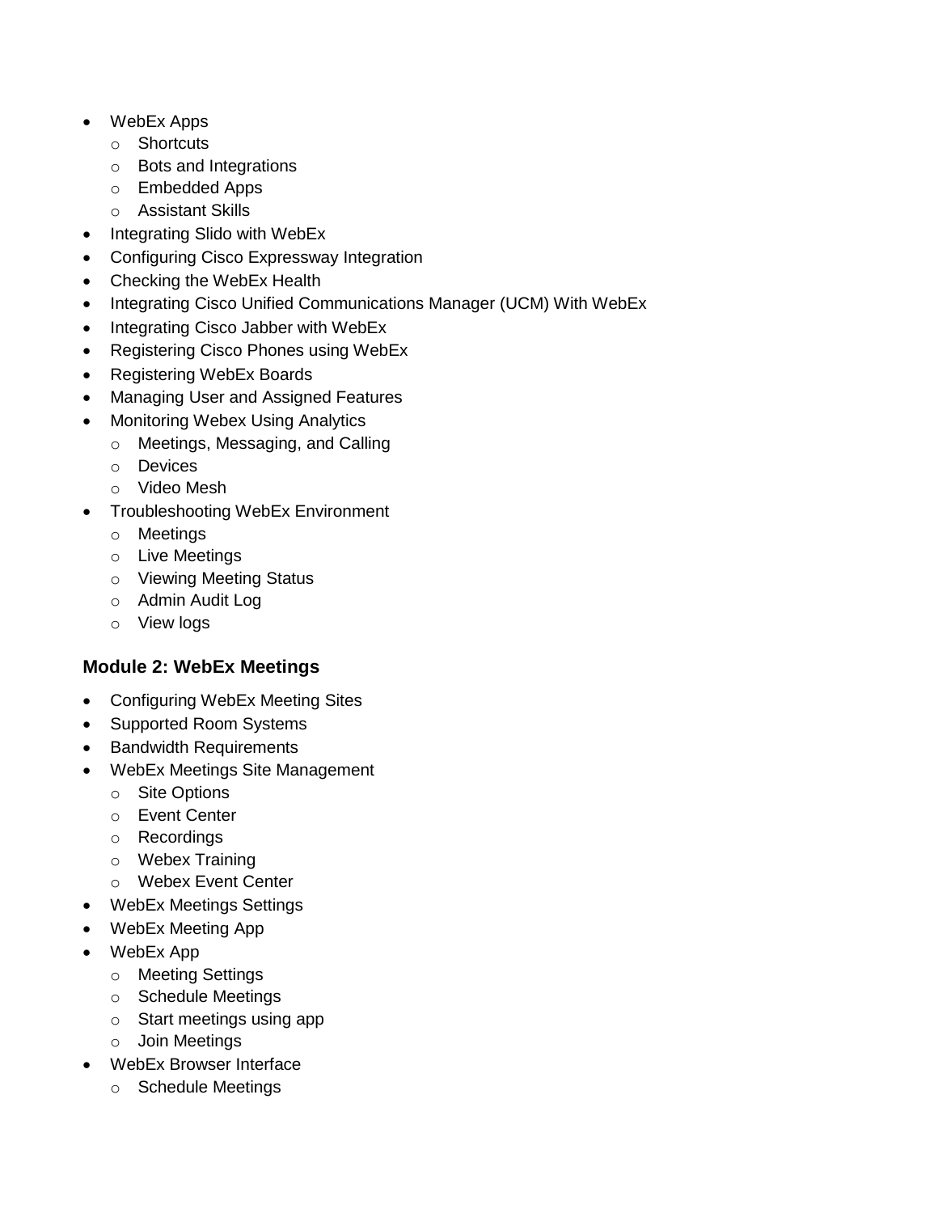- WebEx Apps
  - Shortcuts
  - Bots and Integrations
  - Embedded Apps
  - Assistant Skills
- Integrating Slido with WebEx
- Configuring Cisco Expressway Integration
- Checking the WebEx Health
- Integrating Cisco Unified Communications Manager (UCM) With WebEx
- Integrating Cisco Jabber with WebEx
- Registering Cisco Phones using WebEx
- Registering WebEx Boards
- Managing User and Assigned Features
- Monitoring Webex Using Analytics
  - Meetings, Messaging, and Calling
  - Devices
  - Video Mesh
- Troubleshooting WebEx Environment
  - Meetings
  - Live Meetings
  - Viewing Meeting Status
  - Admin Audit Log
  - View logs

### Module 2: WebEx Meetings

- Configuring WebEx Meeting Sites
- Supported Room Systems
- Bandwidth Requirements
- WebEx Meetings Site Management
  - Site Options
  - Event Center
  - Recordings
  - Webex Training
  - Webex Event Center
- WebEx Meetings Settings
- WebEx Meeting App
- WebEx App
  - Meeting Settings
  - Schedule Meetings
  - Start meetings using app
  - Join Meetings
- WebEx Browser Interface
  - Schedule Meetings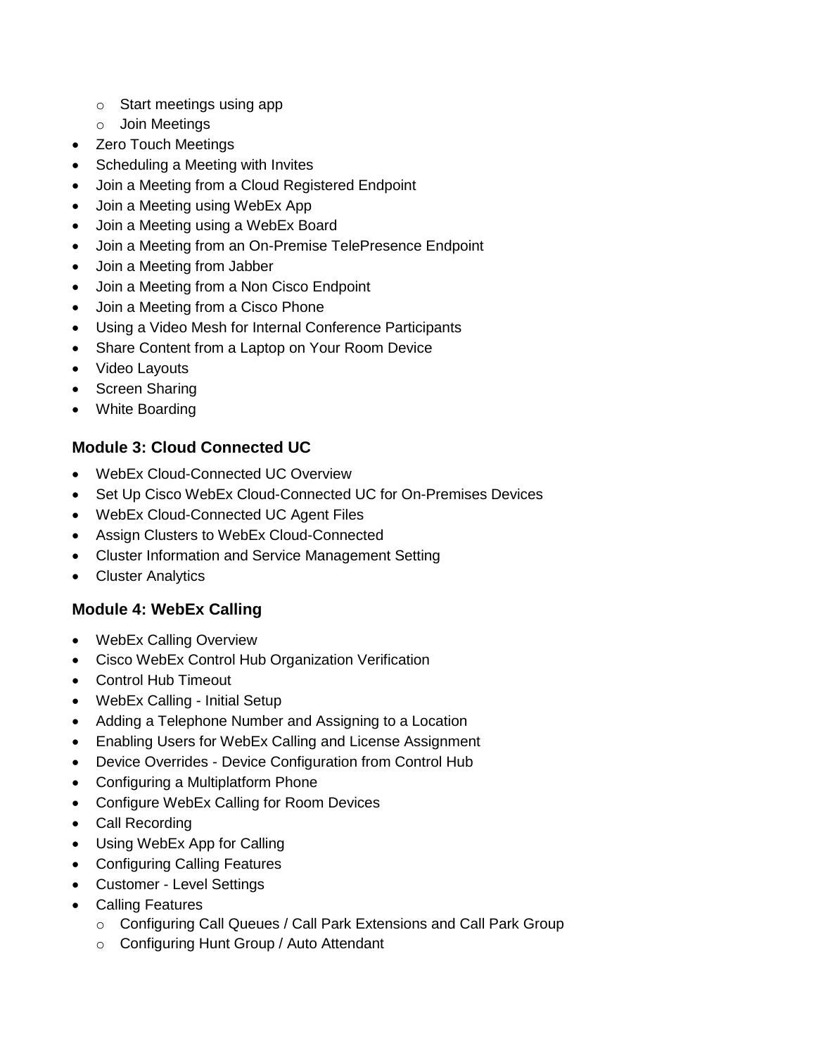- Start meetings using app
    - Join Meetings
- Zero Touch Meetings
- Scheduling a Meeting with Invites
- Join a Meeting from a Cloud Registered Endpoint
- Join a Meeting using WebEx App
- Join a Meeting using a WebEx Board
- Join a Meeting from an On-Premise TelePresence Endpoint
- Join a Meeting from Jabber
- Join a Meeting from a Non Cisco Endpoint
- Join a Meeting from a Cisco Phone
- Using a Video Mesh for Internal Conference Participants
- Share Content from a Laptop on Your Room Device
- Video Layouts
- Screen Sharing
- White Boarding

### Module 3: Cloud Connected UC

- WebEx Cloud-Connected UC Overview
- Set Up Cisco WebEx Cloud-Connected UC for On-Premises Devices
- WebEx Cloud-Connected UC Agent Files
- Assign Clusters to WebEx Cloud-Connected
- Cluster Information and Service Management Setting
- Cluster Analytics

### Module 4: WebEx Calling

- WebEx Calling Overview
- Cisco WebEx Control Hub Organization Verification
- Control Hub Timeout
- WebEx Calling - Initial Setup
- Adding a Telephone Number and Assigning to a Location
- Enabling Users for WebEx Calling and License Assignment
- Device Overrides - Device Configuration from Control Hub
- Configuring a Multiplatform Phone
- Configure WebEx Calling for Room Devices
- Call Recording
- Using WebEx App for Calling
- Configuring Calling Features
- Customer - Level Settings
- Calling Features
    - Configuring Call Queues / Call Park Extensions and Call Park Group
    - Configuring Hunt Group / Auto Attendant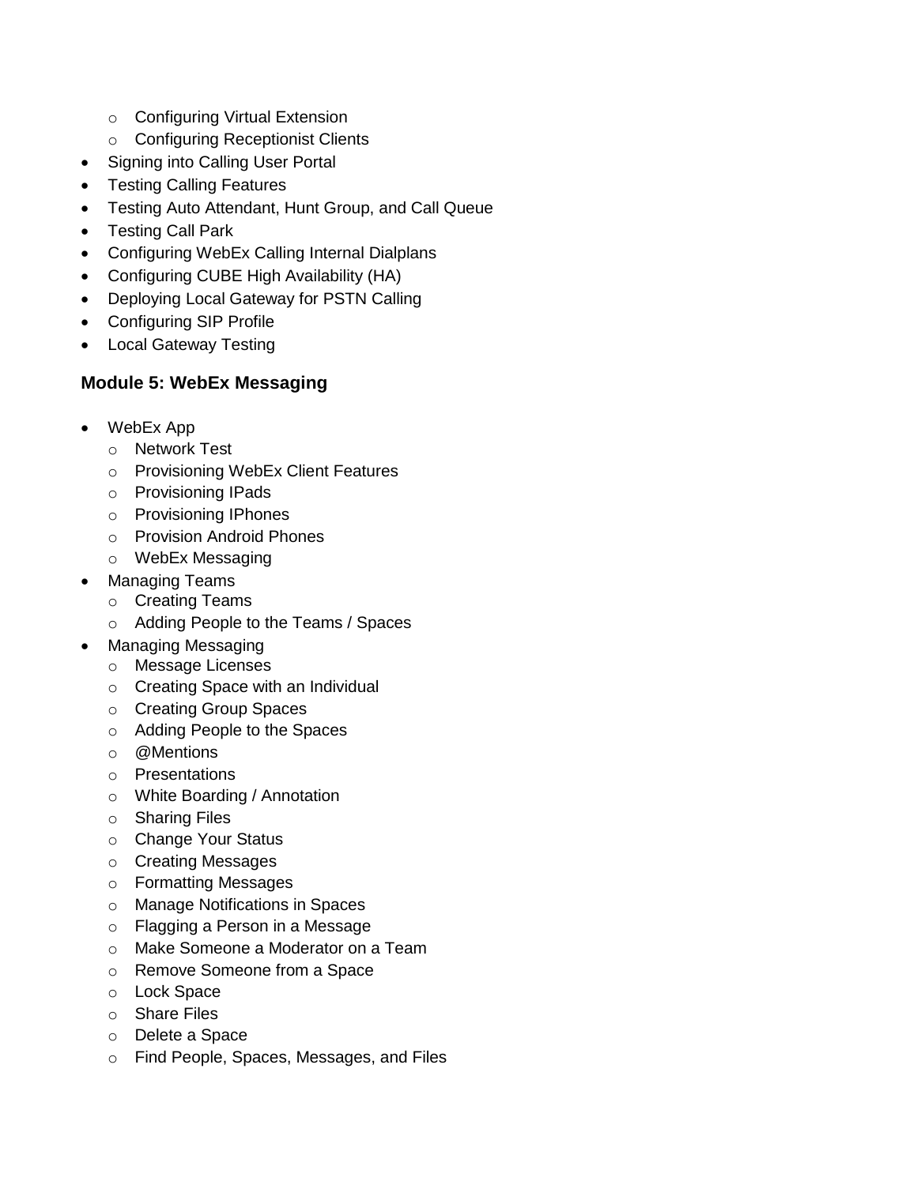- Configuring Virtual Extension
    - Configuring Receptionist Clients
- Signing into Calling User Portal
- Testing Calling Features
- Testing Auto Attendant, Hunt Group, and Call Queue
- Testing Call Park
- Configuring WebEx Calling Internal Dialplans
- Configuring CUBE High Availability (HA)
- Deploying Local Gateway for PSTN Calling
- Configuring SIP Profile
- Local Gateway Testing

### Module 5: WebEx Messaging

- WebEx App
    - Network Test
    - Provisioning WebEx Client Features
    - Provisioning IPads
    - Provisioning IPhones
    - Provision Android Phones
    - WebEx Messaging
- Managing Teams
    - Creating Teams
    - Adding People to the Teams / Spaces
- Managing Messaging
    - Message Licenses
    - Creating Space with an Individual
    - Creating Group Spaces
    - Adding People to the Spaces
    - @Mentions
    - Presentations
    - White Boarding / Annotation
    - Sharing Files
    - Change Your Status
    - Creating Messages
    - Formatting Messages
    - Manage Notifications in Spaces
    - Flagging a Person in a Message
    - Make Someone a Moderator on a Team
    - Remove Someone from a Space
    - Lock Space
    - Share Files
    - Delete a Space
    - Find People, Spaces, Messages, and Files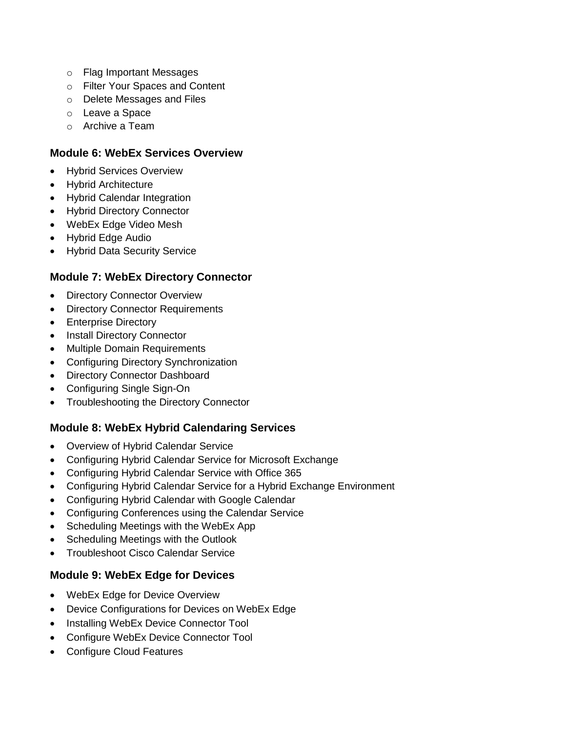- Flag Important Messages
    - Filter Your Spaces and Content
    - Delete Messages and Files
    - Leave a Space
    - Archive a Team

### Module 6: WebEx Services Overview

- Hybrid Services Overview
- Hybrid Architecture
- Hybrid Calendar Integration
- Hybrid Directory Connector
- WebEx Edge Video Mesh
- Hybrid Edge Audio
- Hybrid Data Security Service

### Module 7: WebEx Directory Connector

- Directory Connector Overview
- Directory Connector Requirements
- Enterprise Directory
- Install Directory Connector
- Multiple Domain Requirements
- Configuring Directory Synchronization
- Directory Connector Dashboard
- Configuring Single Sign-On
- Troubleshooting the Directory Connector

### Module 8: WebEx Hybrid Calendaring Services

- Overview of Hybrid Calendar Service
- Configuring Hybrid Calendar Service for Microsoft Exchange
- Configuring Hybrid Calendar Service with Office 365
- Configuring Hybrid Calendar Service for a Hybrid Exchange Environment
- Configuring Hybrid Calendar with Google Calendar
- Configuring Conferences using the Calendar Service
- Scheduling Meetings with the WebEx App
- Scheduling Meetings with the Outlook
- Troubleshoot Cisco Calendar Service

### Module 9: WebEx Edge for Devices

- WebEx Edge for Device Overview
- Device Configurations for Devices on WebEx Edge
- Installing WebEx Device Connector Tool
- Configure WebEx Device Connector Tool
- Configure Cloud Features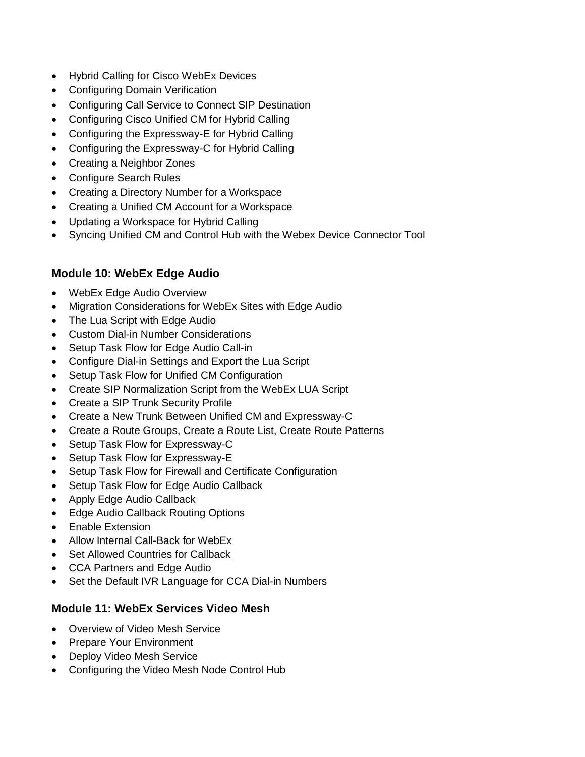- Hybrid Calling for Cisco WebEx Devices
- Configuring Domain Verification
- Configuring Call Service to Connect SIP Destination
- Configuring Cisco Unified CM for Hybrid Calling
- Configuring the Expressway-E for Hybrid Calling
- Configuring the Expressway-C for Hybrid Calling
- Creating a Neighbor Zones
- Configure Search Rules
- Creating a Directory Number for a Workspace
- Creating a Unified CM Account for a Workspace
- Updating a Workspace for Hybrid Calling
- Syncing Unified CM and Control Hub with the Webex Device Connector Tool

### Module 10: WebEx Edge Audio

- WebEx Edge Audio Overview
- Migration Considerations for WebEx Sites with Edge Audio
- The Lua Script with Edge Audio
- Custom Dial-in Number Considerations
- Setup Task Flow for Edge Audio Call-in
- Configure Dial-in Settings and Export the Lua Script
- Setup Task Flow for Unified CM Configuration
- Create SIP Normalization Script from the WebEx LUA Script
- Create a SIP Trunk Security Profile
- Create a New Trunk Between Unified CM and Expressway-C
- Create a Route Groups, Create a Route List, Create Route Patterns
- Setup Task Flow for Expressway-C
- Setup Task Flow for Expressway-E
- Setup Task Flow for Firewall and Certificate Configuration
- Setup Task Flow for Edge Audio Callback
- Apply Edge Audio Callback
- Edge Audio Callback Routing Options
- Enable Extension
- Allow Internal Call-Back for WebEx
- Set Allowed Countries for Callback
- CCA Partners and Edge Audio
- Set the Default IVR Language for CCA Dial-in Numbers

### Module 11: WebEx Services Video Mesh

- Overview of Video Mesh Service
- Prepare Your Environment
- Deploy Video Mesh Service
- Configuring the Video Mesh Node Control Hub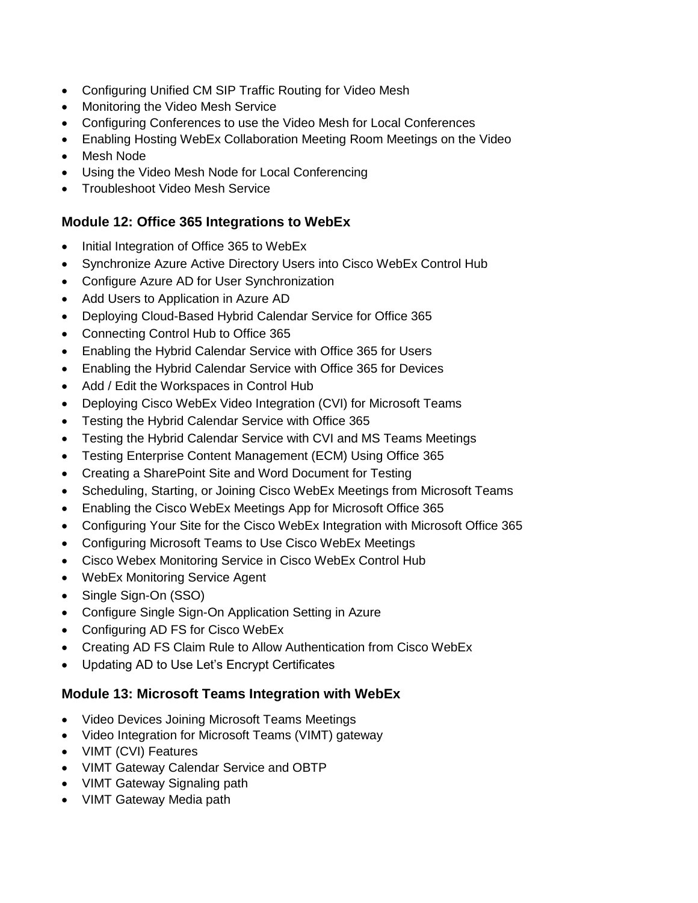- Configuring Unified CM SIP Traffic Routing for Video Mesh
- Monitoring the Video Mesh Service
- Configuring Conferences to use the Video Mesh for Local Conferences
- Enabling Hosting WebEx Collaboration Meeting Room Meetings on the Video
- Mesh Node
- Using the Video Mesh Node for Local Conferencing
- Troubleshoot Video Mesh Service

### Module 12: Office 365 Integrations to WebEx

- Initial Integration of Office 365 to WebEx
- Synchronize Azure Active Directory Users into Cisco WebEx Control Hub
- Configure Azure AD for User Synchronization
- Add Users to Application in Azure AD
- Deploying Cloud-Based Hybrid Calendar Service for Office 365
- Connecting Control Hub to Office 365
- Enabling the Hybrid Calendar Service with Office 365 for Users
- Enabling the Hybrid Calendar Service with Office 365 for Devices
- Add / Edit the Workspaces in Control Hub
- Deploying Cisco WebEx Video Integration (CVI) for Microsoft Teams
- Testing the Hybrid Calendar Service with Office 365
- Testing the Hybrid Calendar Service with CVI and MS Teams Meetings
- Testing Enterprise Content Management (ECM) Using Office 365
- Creating a SharePoint Site and Word Document for Testing
- Scheduling, Starting, or Joining Cisco WebEx Meetings from Microsoft Teams
- Enabling the Cisco WebEx Meetings App for Microsoft Office 365
- Configuring Your Site for the Cisco WebEx Integration with Microsoft Office 365
- Configuring Microsoft Teams to Use Cisco WebEx Meetings
- Cisco Webex Monitoring Service in Cisco WebEx Control Hub
- WebEx Monitoring Service Agent
- Single Sign-On (SSO)
- Configure Single Sign-On Application Setting in Azure
- Configuring AD FS for Cisco WebEx
- Creating AD FS Claim Rule to Allow Authentication from Cisco WebEx
- Updating AD to Use Let's Encrypt Certificates

### Module 13: Microsoft Teams Integration with WebEx

- Video Devices Joining Microsoft Teams Meetings
- Video Integration for Microsoft Teams (VIMT) gateway
- VIMT (CVI) Features
- VIMT Gateway Calendar Service and OBTP
- VIMT Gateway Signaling path
- VIMT Gateway Media path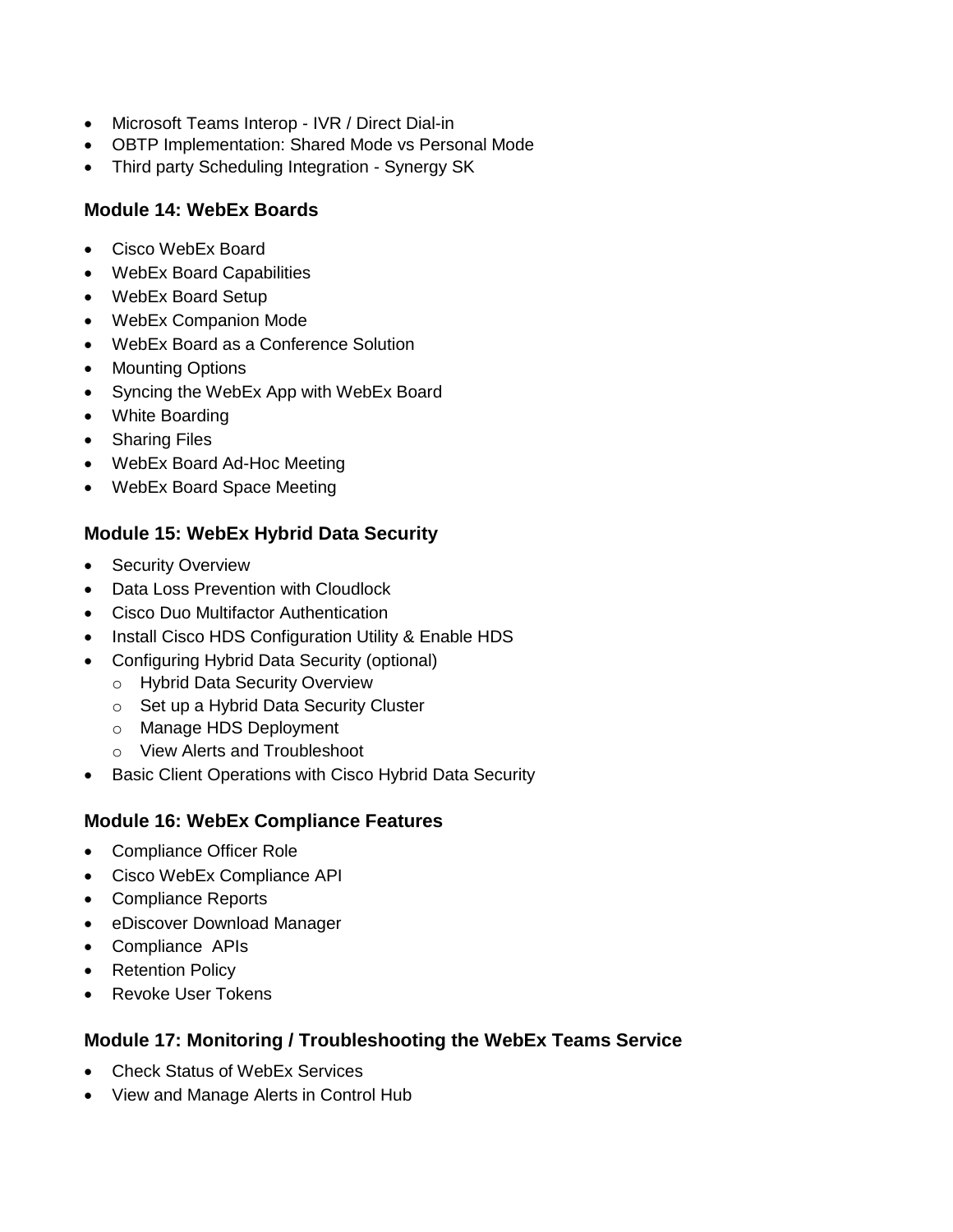- Microsoft Teams Interop - IVR / Direct Dial-in
- OBTP Implementation: Shared Mode vs Personal Mode
- Third party Scheduling Integration - Synergy SK

### Module 14: WebEx Boards

- Cisco WebEx Board
- WebEx Board Capabilities
- WebEx Board Setup
- WebEx Companion Mode
- WebEx Board as a Conference Solution
- Mounting Options
- Syncing the WebEx App with WebEx Board
- White Boarding
- Sharing Files
- WebEx Board Ad-Hoc Meeting
- WebEx Board Space Meeting

### Module 15: WebEx Hybrid Data Security

- Security Overview
- Data Loss Prevention with Cloudlock
- Cisco Duo Multifactor Authentication
- Install Cisco HDS Configuration Utility & Enable HDS
- Configuring Hybrid Data Security (optional)
  - Hybrid Data Security Overview
  - Set up a Hybrid Data Security Cluster
  - Manage HDS Deployment
  - View Alerts and Troubleshoot
- Basic Client Operations with Cisco Hybrid Data Security

### Module 16: WebEx Compliance Features

- Compliance Officer Role
- Cisco WebEx Compliance API
- Compliance Reports
- eDiscover Download Manager
- Compliance  APIs
- Retention Policy
- Revoke User Tokens

### Module 17: Monitoring / Troubleshooting the WebEx Teams Service

- Check Status of WebEx Services
- View and Manage Alerts in Control Hub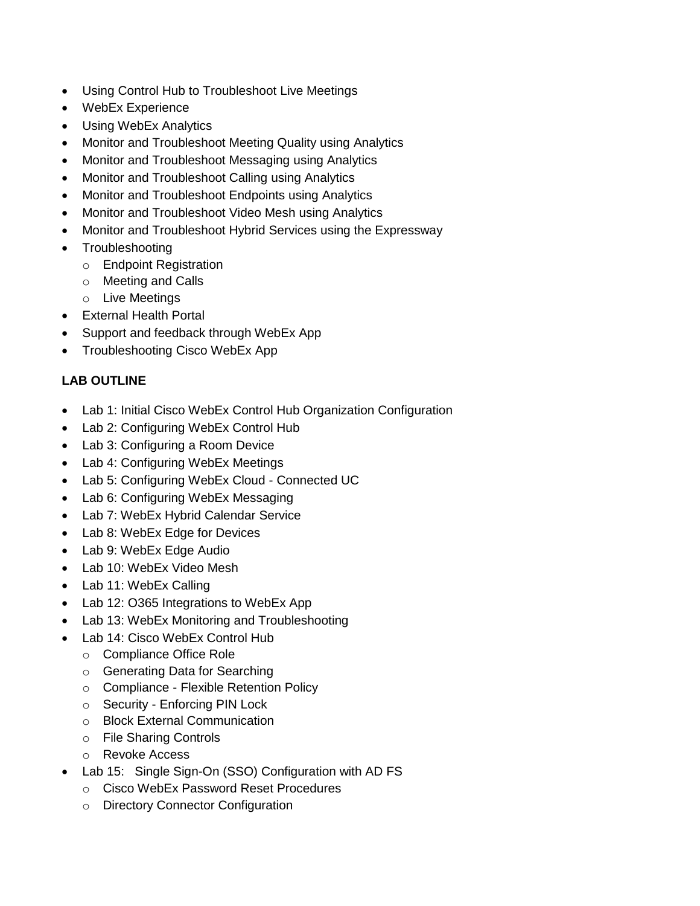- Using Control Hub to Troubleshoot Live Meetings
- WebEx Experience
- Using WebEx Analytics
- Monitor and Troubleshoot Meeting Quality using Analytics
- Monitor and Troubleshoot Messaging using Analytics
- Monitor and Troubleshoot Calling using Analytics
- Monitor and Troubleshoot Endpoints using Analytics
- Monitor and Troubleshoot Video Mesh using Analytics
- Monitor and Troubleshoot Hybrid Services using the Expressway
- Troubleshooting
  - Endpoint Registration
  - Meeting and Calls
  - Live Meetings
- External Health Portal
- Support and feedback through WebEx App
- Troubleshooting Cisco WebEx App

**LAB OUTLINE**

- Lab 1: Initial Cisco WebEx Control Hub Organization Configuration
- Lab 2: Configuring WebEx Control Hub
- Lab 3: Configuring a Room Device
- Lab 4: Configuring WebEx Meetings
- Lab 5: Configuring WebEx Cloud - Connected UC
- Lab 6: Configuring WebEx Messaging
- Lab 7: WebEx Hybrid Calendar Service
- Lab 8: WebEx Edge for Devices
- Lab 9: WebEx Edge Audio
- Lab 10: WebEx Video Mesh
- Lab 11: WebEx Calling
- Lab 12: O365 Integrations to WebEx App
- Lab 13: WebEx Monitoring and Troubleshooting
- Lab 14: Cisco WebEx Control Hub
  - Compliance Office Role
  - Generating Data for Searching
  - Compliance - Flexible Retention Policy
  - Security - Enforcing PIN Lock
  - Block External Communication
  - File Sharing Controls
  - Revoke Access
- Lab 15: Single Sign-On (SSO) Configuration with AD FS
  - Cisco WebEx Password Reset Procedures
  - Directory Connector Configuration